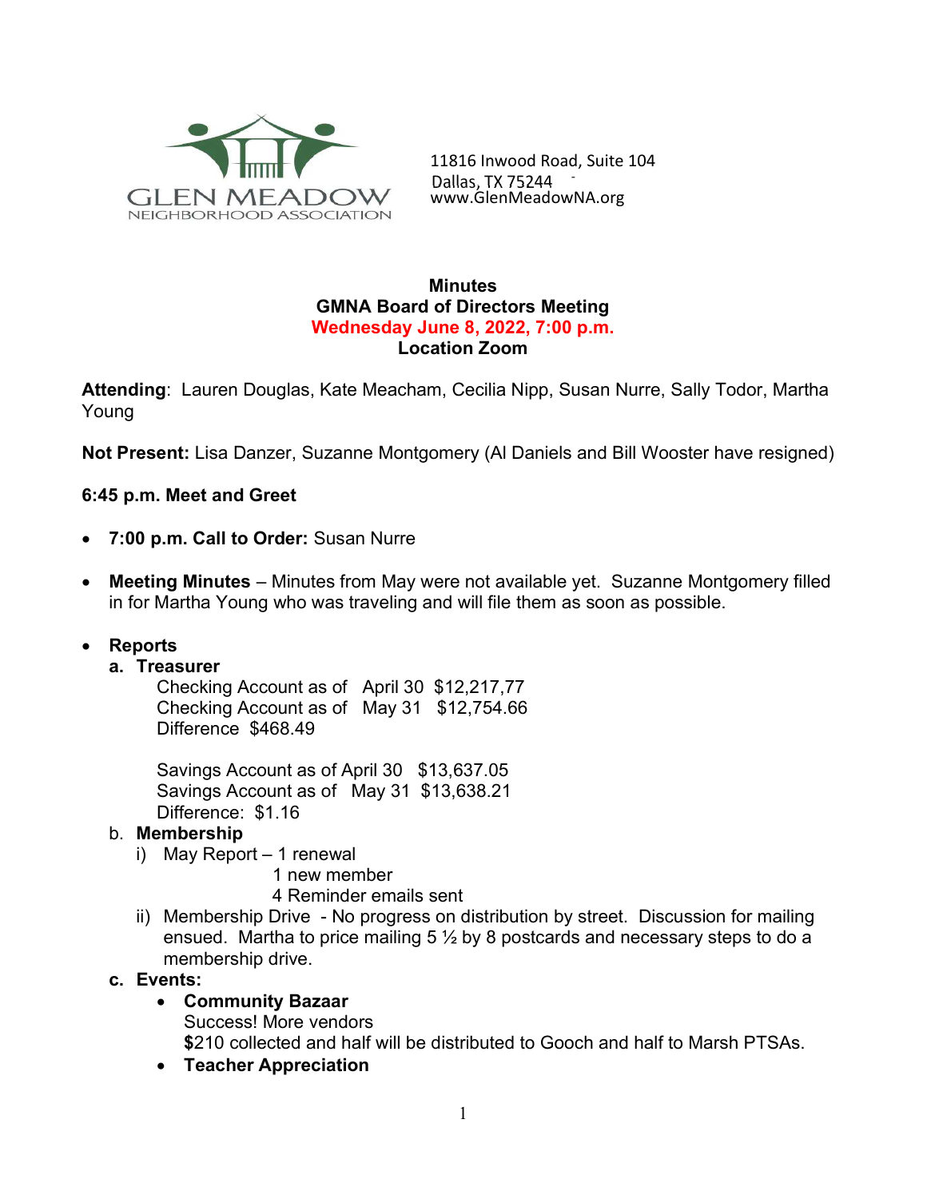GLEN MEADOW
NEIGHBORHOOD ASSOCIATION

11816 Inwood Road, Suite 104
Dallas, TX 75244
www.GlenMeadowNA.org

**Minutes**
**GMNA Board of Directors Meeting**
**Wednesday June 8, 2022, 7:00 p.m.**
**Location Zoom**

**Attending**: Lauren Douglas, Kate Meacham, Cecilia Nipp, Susan Nurre, Sally Todor, Martha Young

**Not Present:** Lisa Danzer, Suzanne Montgomery (Al Daniels and Bill Wooster have resigned)

**6:45 p.m. Meet and Greet**

- **7:00 p.m. Call to Order:** Susan Nurre
- **Meeting Minutes** – Minutes from May were not available yet. Suzanne Montgomery filled in for Martha Young who was traveling and will file them as soon as possible.
- **Reports**
  - **a. Treasurer**
    - Checking Account as of April 30 $12,217,77
    - Checking Account as of May 31 $12,754.66
    - Difference $468.49

    - Savings Account as of April 30 $13,637.05
    - Savings Account as of May 31 $13,638.21
    - Difference: $1.16
  - b. **Membership**
    - i) May Report – 1 renewal
      1 new member
      4 Reminder emails sent
    - ii) Membership Drive - No progress on distribution by street. Discussion for mailing ensued. Martha to price mailing 5 ½ by 8 postcards and necessary steps to do a membership drive.
  - **c. Events:**
    - **Community Bazaar**
      Success! More vendors
      **$**210 collected and half will be distributed to Gooch and half to Marsh PTSAs.
    - **Teacher Appreciation**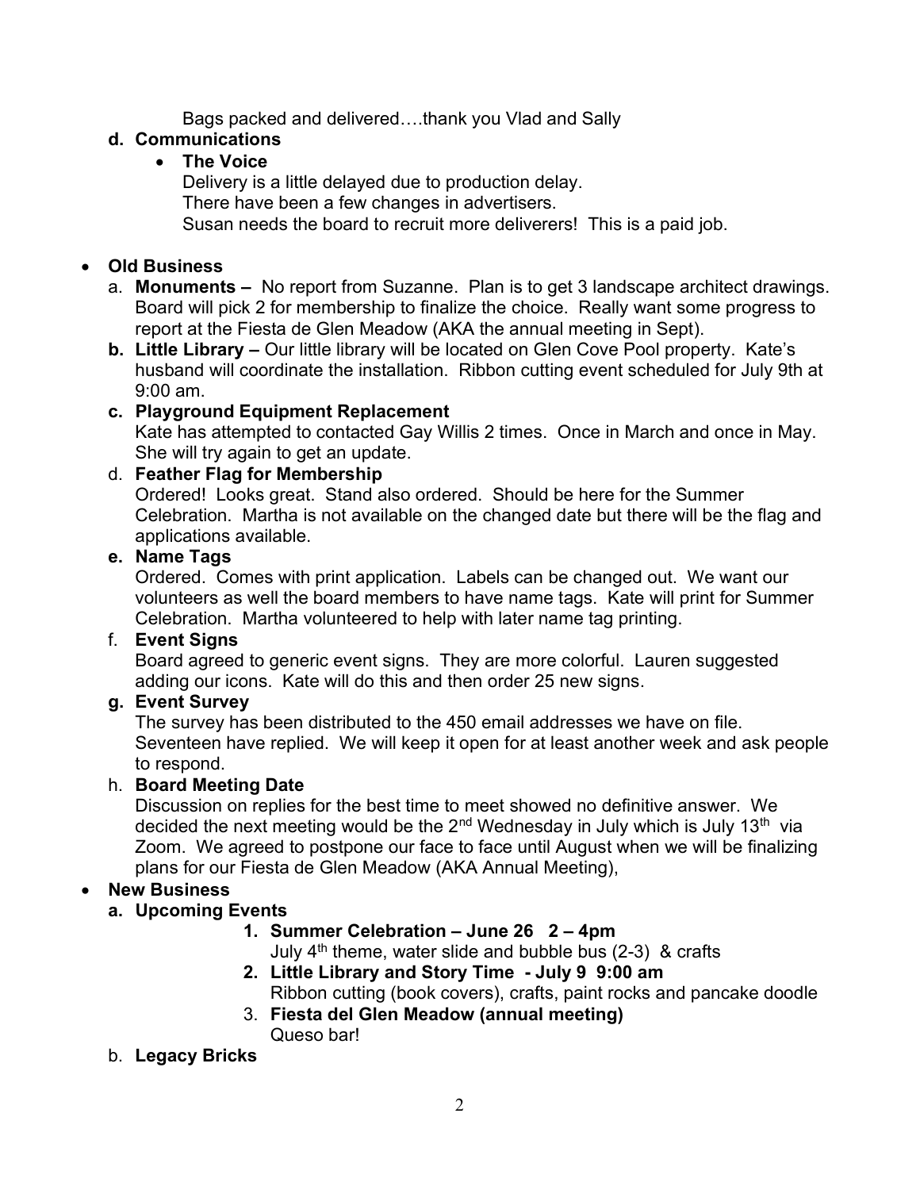Bags packed and delivered….thank you Vlad and Sally

**d. Communications**

- **The Voice**

  Delivery is a little delayed due to production delay.
  There have been a few changes in advertisers.
  Susan needs the board to recruit more deliverers! This is a paid job.

- **Old Business**

  a. **Monuments –** No report from Suzanne. Plan is to get 3 landscape architect drawings. Board will pick 2 for membership to finalize the choice. Really want some progress to report at the Fiesta de Glen Meadow (AKA the annual meeting in Sept).

  **b. Little Library –** Our little library will be located on Glen Cove Pool property. Kate's husband will coordinate the installation. Ribbon cutting event scheduled for July 9th at 9:00 am.

  **c. Playground Equipment Replacement**
  Kate has attempted to contacted Gay Willis 2 times. Once in March and once in May. She will try again to get an update.

  d. **Feather Flag for Membership**
  Ordered! Looks great. Stand also ordered. Should be here for the Summer Celebration. Martha is not available on the changed date but there will be the flag and applications available.

  **e. Name Tags**
  Ordered. Comes with print application. Labels can be changed out. We want our volunteers as well the board members to have name tags. Kate will print for Summer Celebration. Martha volunteered to help with later name tag printing.

  f. **Event Signs**
  Board agreed to generic event signs. They are more colorful. Lauren suggested adding our icons. Kate will do this and then order 25 new signs.

  **g. Event Survey**
  The survey has been distributed to the 450 email addresses we have on file. Seventeen have replied. We will keep it open for at least another week and ask people to respond.

  h. **Board Meeting Date**
  Discussion on replies for the best time to meet showed no definitive answer. We decided the next meeting would be the 2nd Wednesday in July which is July 13th via Zoom. We agreed to postpone our face to face until August when we will be finalizing plans for our Fiesta de Glen Meadow (AKA Annual Meeting),

- **New Business**

  **a. Upcoming Events**

  1. **Summer Celebration – June 26 2 – 4pm**
     July 4th theme, water slide and bubble bus (2-3) & crafts
  2. **Little Library and Story Time - July 9 9:00 am**
     Ribbon cutting (book covers), crafts, paint rocks and pancake doodle
  3. **Fiesta del Glen Meadow (annual meeting)**
     Queso bar!

  b. **Legacy Bricks**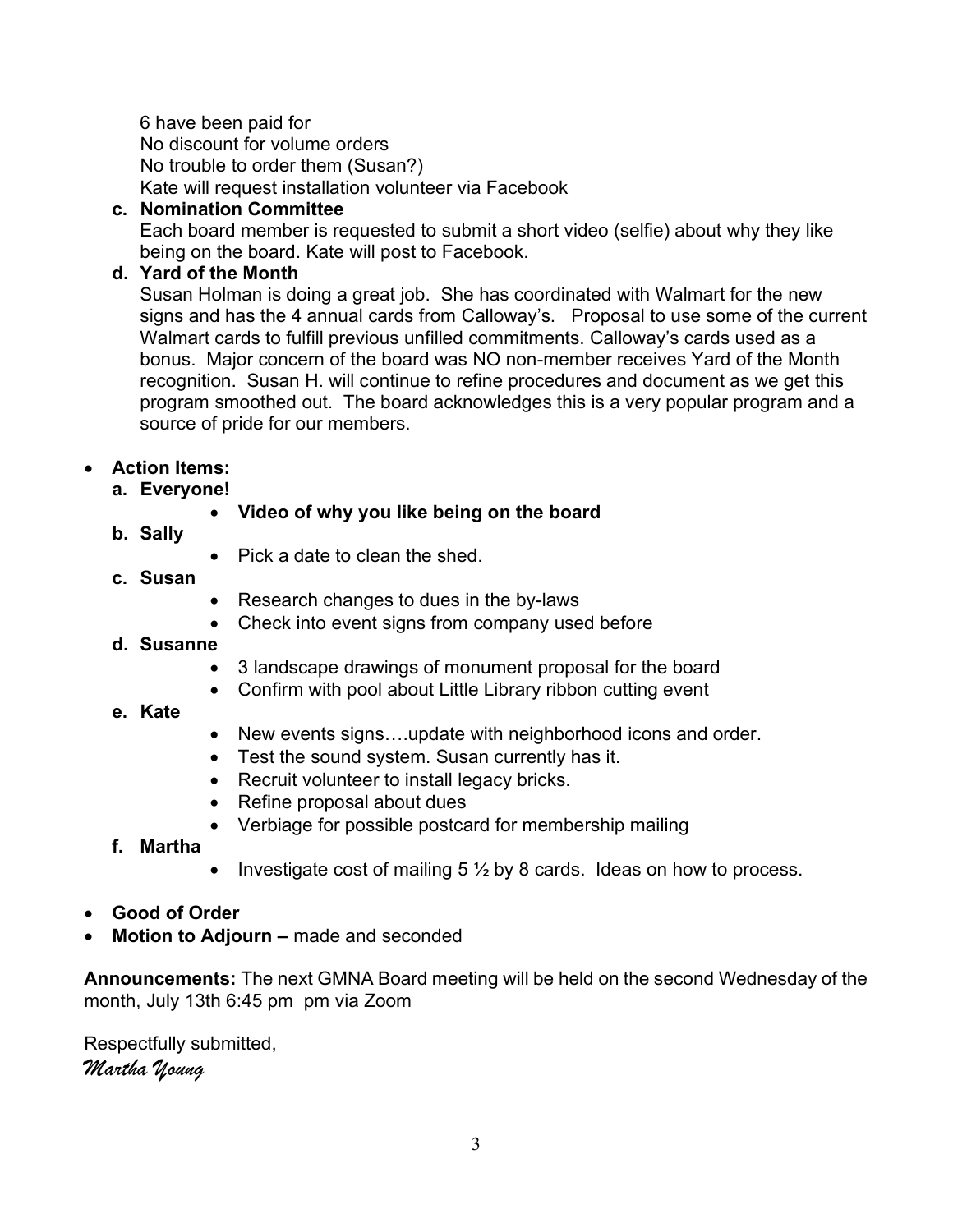6 have been paid for
No discount for volume orders
No trouble to order them (Susan?)
Kate will request installation volunteer via Facebook

**c. Nomination Committee**
Each board member is requested to submit a short video (selfie) about why they like being on the board. Kate will post to Facebook.

**d. Yard of the Month**
Susan Holman is doing a great job. She has coordinated with Walmart for the new signs and has the 4 annual cards from Calloway's. Proposal to use some of the current Walmart cards to fulfill previous unfilled commitments. Calloway's cards used as a bonus. Major concern of the board was NO non-member receives Yard of the Month recognition. Susan H. will continue to refine procedures and document as we get this program smoothed out. The board acknowledges this is a very popular program and a source of pride for our members.

- **Action Items:**
  - **a. Everyone!**
    - **Video of why you like being on the board**
  - **b. Sally**
    - Pick a date to clean the shed.
  - **c. Susan**
    - Research changes to dues in the by-laws
    - Check into event signs from company used before
  - **d. Susanne**
    - 3 landscape drawings of monument proposal for the board
    - Confirm with pool about Little Library ribbon cutting event
  - **e. Kate**
    - New events signs….update with neighborhood icons and order.
    - Test the sound system. Susan currently has it.
    - Recruit volunteer to install legacy bricks.
    - Refine proposal about dues
    - Verbiage for possible postcard for membership mailing
  - **f. Martha**
    - Investigate cost of mailing 5 ½ by 8 cards. Ideas on how to process.
- **Good of Order**
- **Motion to Adjourn –** made and seconded

**Announcements:** The next GMNA Board meeting will be held on the second Wednesday of the month, July 13th 6:45 pm pm via Zoom

Respectfully submitted,
*Martha Young*